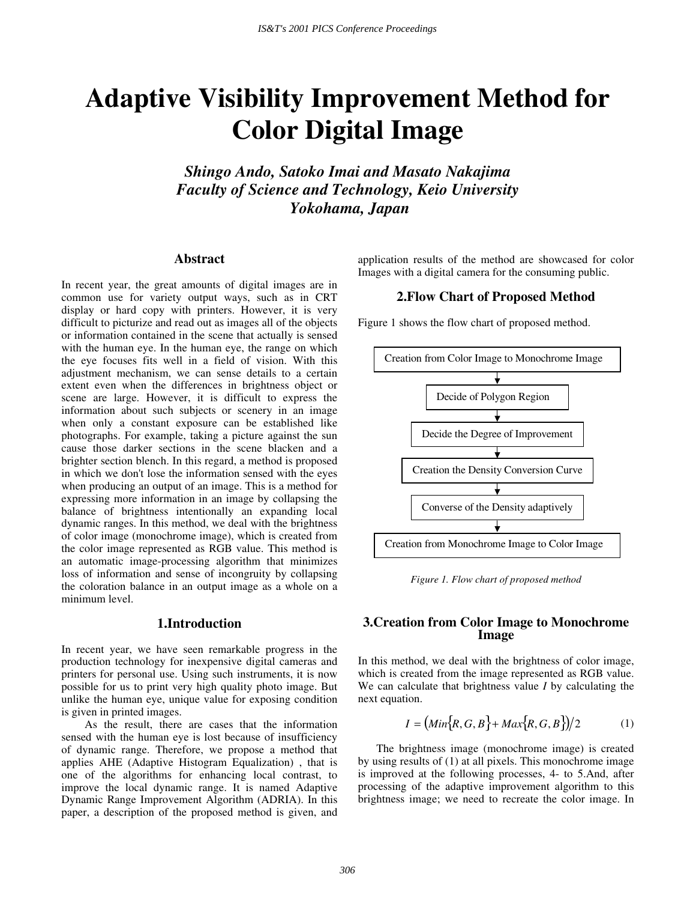# Adaptive Visibility Improvement Method for Color Digital Image

***Shingo Ando, Satoko Imai and Masato Nakajima***
***Faculty of Science and Technology, Keio University***
***Yokohama, Japan***

## Abstract

In recent year, the great amounts of digital images are in common use for variety output ways, such as in CRT display or hard copy with printers. However, it is very difficult to picturize and read out as images all of the objects or information contained in the scene that actually is sensed with the human eye. In the human eye, the range on which the eye focuses fits well in a field of vision. With this adjustment mechanism, we can sense details to a certain extent even when the differences in brightness object or scene are large. However, it is difficult to express the information about such subjects or scenery in an image when only a constant exposure can be established like photographs. For example, taking a picture against the sun cause those darker sections in the scene blacken and a brighter section blench. In this regard, a method is proposed in which we don't lose the information sensed with the eyes when producing an output of an image. This is a method for expressing more information in an image by collapsing the balance of brightness intentionally an expanding local dynamic ranges. In this method, we deal with the brightness of color image (monochrome image), which is created from the color image represented as RGB value. This method is an automatic image-processing algorithm that minimizes loss of information and sense of incongruity by collapsing the coloration balance in an output image as a whole on a minimum level.

## 1.Introduction

In recent year, we have seen remarkable progress in the production technology for inexpensive digital cameras and printers for personal use. Using such instruments, it is now possible for us to print very high quality photo image. But unlike the human eye, unique value for exposing condition is given in printed images.

As the result, there are cases that the information sensed with the human eye is lost because of insufficiency of dynamic range. Therefore, we propose a method that applies AHE (Adaptive Histogram Equalization) , that is one of the algorithms for enhancing local contrast, to improve the local dynamic range. It is named Adaptive Dynamic Range Improvement Algorithm (ADRIA). In this paper, a description of the proposed method is given, and application results of the method are showcased for color Images with a digital camera for the consuming public.

## 2.Flow Chart of Proposed Method

Figure 1 shows the flow chart of proposed method.

Creation from Color Image to Monochrome Image
↓
Decide of Polygon Region
↓
Decide the Degree of Improvement
↓
Creation the Density Conversion Curve
↓
Converse of the Density adaptively
↓
Creation from Monochrome Image to Color Image

*Figure 1. Flow chart of proposed method*

## 3.Creation from Color Image to Monochrome Image

In this method, we deal with the brightness of color image, which is created from the image represented as RGB value. We can calculate that brightness value $I$ by calculating the next equation.

$$I = \left(Min\{R,G,B\} + Max\{R,G,B\}\right)/2 \qquad (1)$$

The brightness image (monochrome image) is created by using results of (1) at all pixels. This monochrome image is improved at the following processes, 4- to 5.And, after processing of the adaptive improvement algorithm to this brightness image; we need to recreate the color image. In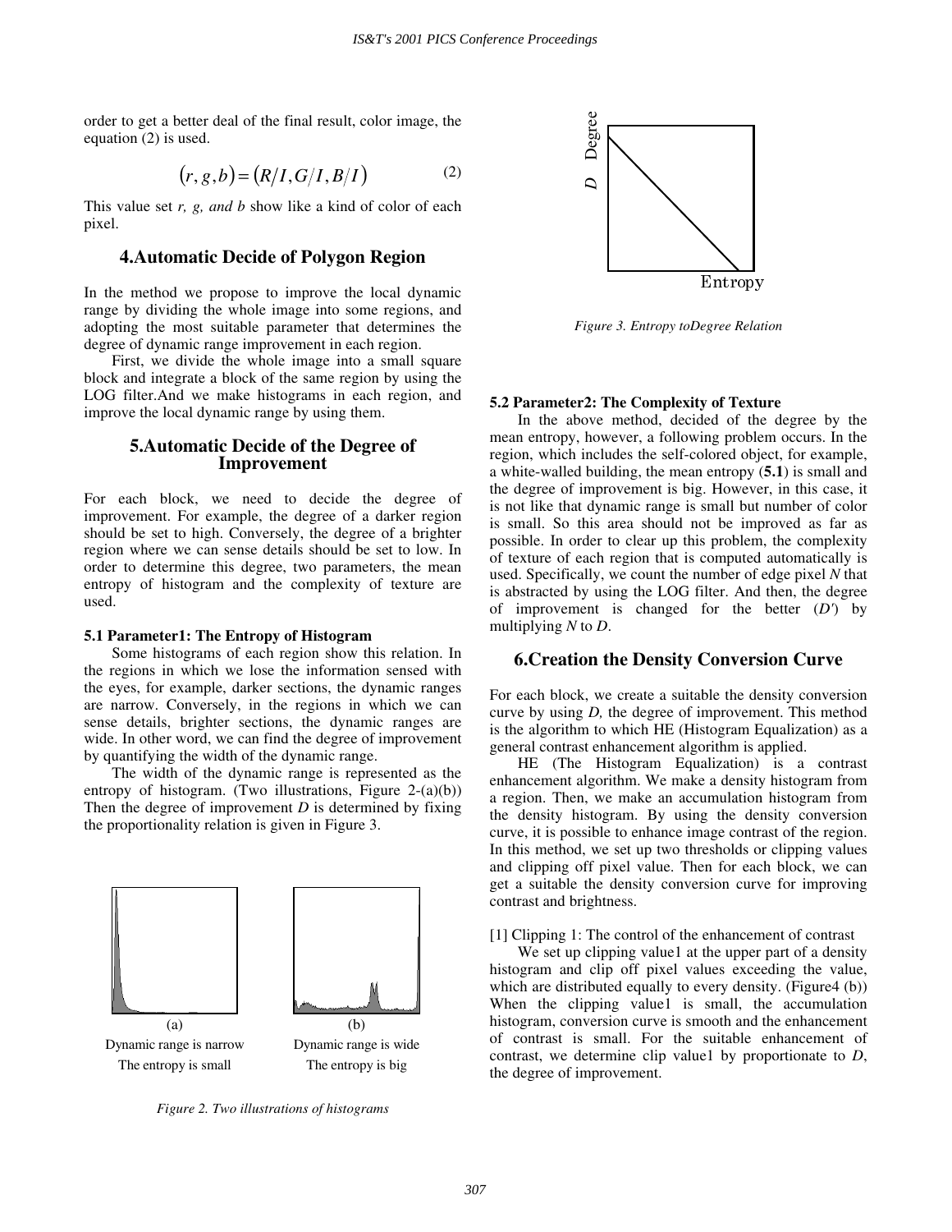order to get a better deal of the final result, color image, the equation (2) is used.

$$(r, g, b) = (R/I, G/I, B/I) \tag{2}$$

This value set *r, g, and b* show like a kind of color of each pixel.

## 4.Automatic Decide of Polygon Region

In the method we propose to improve the local dynamic range by dividing the whole image into some regions, and adopting the most suitable parameter that determines the degree of dynamic range improvement in each region.

First, we divide the whole image into a small square block and integrate a block of the same region by using the LOG filter.And we make histograms in each region, and improve the local dynamic range by using them.

## 5.Automatic Decide of the Degree of Improvement

For each block, we need to decide the degree of improvement. For example, the degree of a darker region should be set to high. Conversely, the degree of a brighter region where we can sense details should be set to low. In order to determine this degree, two parameters, the mean entropy of histogram and the complexity of texture are used.

### 5.1 Parameter1: The Entropy of Histogram

Some histograms of each region show this relation. In the regions in which we lose the information sensed with the eyes, for example, darker sections, the dynamic ranges are narrow. Conversely, in the regions in which we can sense details, brighter sections, the dynamic ranges are wide. In other word, we can find the degree of improvement by quantifying the width of the dynamic range.

The width of the dynamic range is represented as the entropy of histogram. (Two illustrations, Figure 2-(a)(b)) Then the degree of improvement *D* is determined by fixing the proportionality relation is given in Figure 3.

(a) Dynamic range is narrow. The entropy is small

(b) Dynamic range is wide. The entropy is big

*Figure 2. Two illustrations of histograms*

*Figure 3. Entropy toDegree Relation*

### 5.2 Parameter2: The Complexity of Texture

In the above method, decided of the degree by the mean entropy, however, a following problem occurs. In the region, which includes the self-colored object, for example, a white-walled building, the mean entropy (**5.1**) is small and the degree of improvement is big. However, in this case, it is not like that dynamic range is small but number of color is small. So this area should not be improved as far as possible. In order to clear up this problem, the complexity of texture of each region that is computed automatically is used. Specifically, we count the number of edge pixel *N* that is abstracted by using the LOG filter. And then, the degree of improvement is changed for the better ($D'$) by multiplying *N* to *D*.

## 6.Creation the Density Conversion Curve

For each block, we create a suitable the density conversion curve by using *D,* the degree of improvement. This method is the algorithm to which HE (Histogram Equalization) as a general contrast enhancement algorithm is applied.

HE (The Histogram Equalization) is a contrast enhancement algorithm. We make a density histogram from a region. Then, we make an accumulation histogram from the density histogram. By using the density conversion curve, it is possible to enhance image contrast of the region. In this method, we set up two thresholds or clipping values and clipping off pixel value. Then for each block, we can get a suitable the density conversion curve for improving contrast and brightness.

[1] Clipping 1: The control of the enhancement of contrast

We set up clipping value1 at the upper part of a density histogram and clip off pixel values exceeding the value, which are distributed equally to every density. (Figure4 (b)) When the clipping value1 is small, the accumulation histogram, conversion curve is smooth and the enhancement of contrast is small. For the suitable enhancement of contrast, we determine clip value1 by proportionate to *D*, the degree of improvement.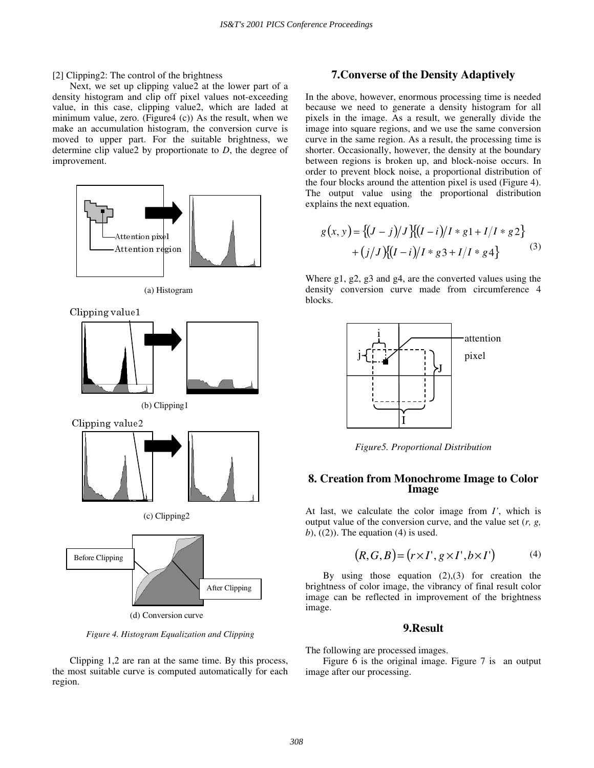[2] Clipping2: The control of the brightness

Next, we set up clipping value2 at the lower part of a density histogram and clip off pixel values not-exceeding value, in this case, clipping value2, which are laded at minimum value, zero. (Figure4 (c)) As the result, when we make an accumulation histogram, the conversion curve is moved to upper part. For the suitable brightness, we determine clip value2 by proportionate to *D*, the degree of improvement.

Attention pixel
Attention region

(a) Histogram

Clipping value1

(b) Clipping1

Clipping value2

(c) Clipping2

Before Clipping
After Clipping

(d) Conversion curve

*Figure 4. Histogram Equalization and Clipping*

Clipping 1,2 are ran at the same time. By this process, the most suitable curve is computed automatically for each region.

## 7.Converse of the Density Adaptively

In the above, however, enormous processing time is needed because we need to generate a density histogram for all pixels in the image. As a result, we generally divide the image into square regions, and we use the same conversion curve in the same region. As a result, the processing time is shorter. Occasionally, however, the density at the boundary between regions is broken up, and block-noise occurs. In order to prevent block noise, a proportional distribution of the four blocks around the attention pixel is used (Figure 4). The output value using the proportional distribution explains the next equation.

$$g(x, y) = \{(J - j)/J\}\{(I - i)/I * g1 + I/I * g2\} + (j/J)\{(I - i)/I * g3 + I/I * g4\} \tag{3}$$

Where g1, g2, g3 and g4, are the converted values using the density conversion curve made from circumference 4 blocks.

i
j
attention pixel
J
I

*Figure5. Proportional Distribution*

## 8. Creation from Monochrome Image to Color Image

At last, we calculate the color image from *I'*, which is output value of the conversion curve, and the value set (*r, g, b*), ((2)). The equation (4) is used.

$$(R, G, B) = (r \times I', g \times I', b \times I') \tag{4}$$

By using those equation (2),(3) for creation the brightness of color image, the vibrancy of final result color image can be reflected in improvement of the brightness image.

## 9.Result

The following are processed images.

Figure 6 is the original image. Figure 7 is an output image after our processing.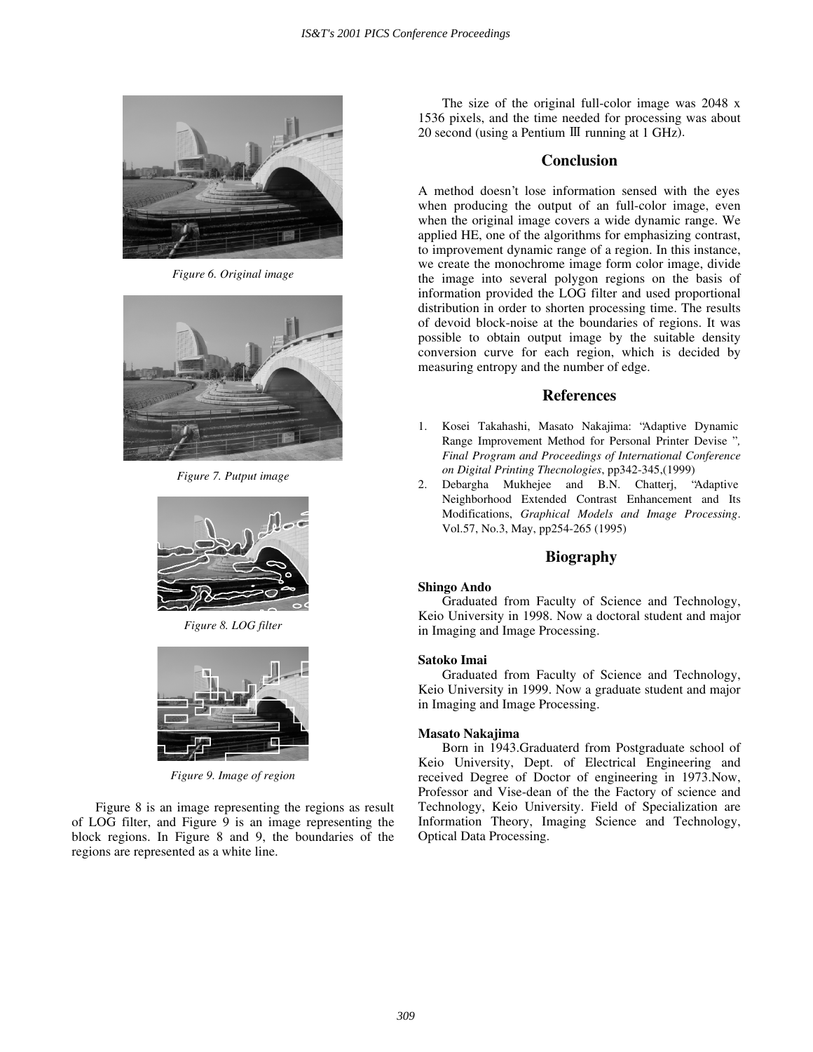Figure 6. Original image

Figure 7. Putput image

Figure 8. LOG filter

Figure 9. Image of region

Figure 8 is an image representing the regions as result of LOG filter, and Figure 9 is an image representing the block regions. In Figure 8 and 9, the boundaries of the regions are represented as a white line.

The size of the original full-color image was 2048 x 1536 pixels, and the time needed for processing was about 20 second (using a Pentium Ⅲ running at 1 GHz).

## Conclusion

A method doesn't lose information sensed with the eyes when producing the output of an full-color image, even when the original image covers a wide dynamic range. We applied HE, one of the algorithms for emphasizing contrast, to improvement dynamic range of a region. In this instance, we create the monochrome image form color image, divide the image into several polygon regions on the basis of information provided the LOG filter and used proportional distribution in order to shorten processing time. The results of devoid block-noise at the boundaries of regions. It was possible to obtain output image by the suitable density conversion curve for each region, which is decided by measuring entropy and the number of edge.

## References

1. Kosei Takahashi, Masato Nakajima: "Adaptive Dynamic Range Improvement Method for Personal Printer Devise ", *Final Program and Proceedings of International Conference on Digital Printing Thecnologies*, pp342-345,(1999)
2. Debargha Mukhejee and B.N. Chatterj, "Adaptive Neighborhood Extended Contrast Enhancement and Its Modifications, *Graphical Models and Image Processing*. Vol.57, No.3, May, pp254-265 (1995)

## Biography

**Shingo Ando**

Graduated from Faculty of Science and Technology, Keio University in 1998. Now a doctoral student and major in Imaging and Image Processing.

**Satoko Imai**

Graduated from Faculty of Science and Technology, Keio University in 1999. Now a graduate student and major in Imaging and Image Processing.

**Masato Nakajima**

Born in 1943.Graduaterd from Postgraduate school of Keio University, Dept. of Electrical Engineering and received Degree of Doctor of engineering in 1973.Now, Professor and Vise-dean of the the Factory of science and Technology, Keio University. Field of Specialization are Information Theory, Imaging Science and Technology, Optical Data Processing.